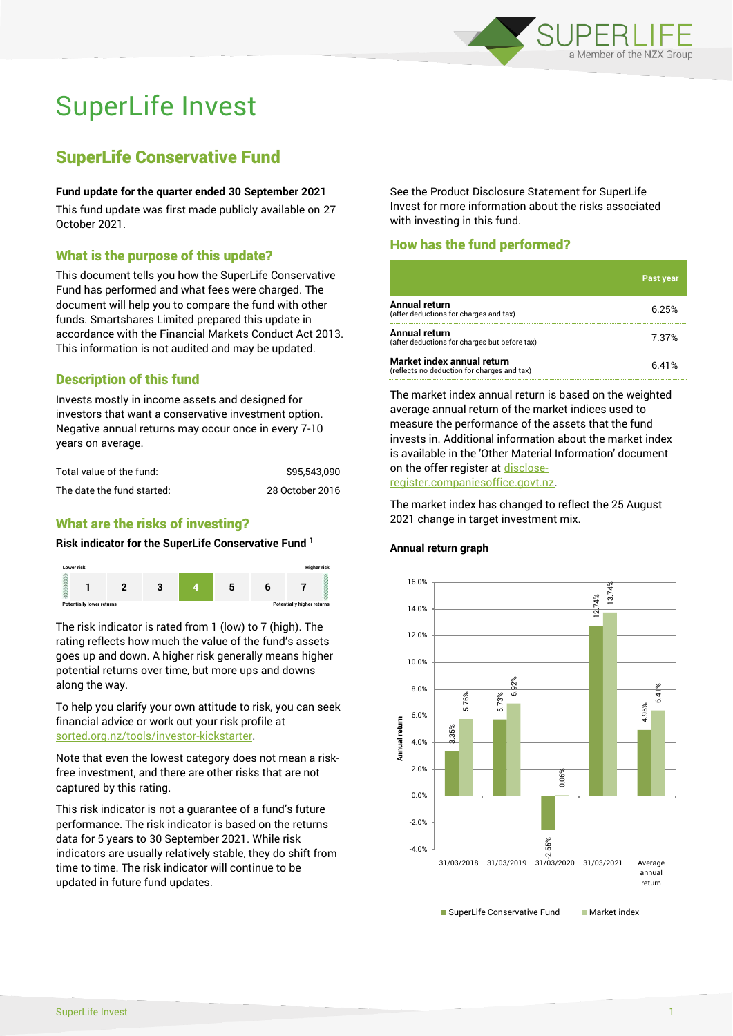# SuperLife Invest

## SuperLife Conservative Fund

**Fund update for the quarter ended 30 September 2021**

This fund update was first made publicly available on 27 October 2021.

### What is the purpose of this update?

This document tells you how the SuperLife Conservative Fund has performed and what fees were charged. The document will help you to compare the fund with other funds. Smartshares Limited prepared this update in accordance with the Financial Markets Conduct Act 2013. This information is not audited and may be updated.

### Description of this fund

Invests mostly in income assets and designed for investors that want a conservative investment option. Negative annual returns may occur once in every 7-10 years on average.

| | |
|---|---|
| Total value of the fund: | $95,543,090 |
| The date the fund started: | 28 October 2016 |

### What are the risks of investing?

**Risk indicator for the SuperLife Conservative Fund [1]**

| Lower risk | | | | | | Higher risk |
|---|---|---|---|---|---|---|
| 1 | 2 | 3 | **4** | 5 | 6 | 7 |
| Potentially lower returns | | | | | | Potentially higher returns |

The risk indicator is rated from 1 (low) to 7 (high). The rating reflects how much the value of the fund's assets goes up and down. A higher risk generally means higher potential returns over time, but more ups and downs along the way.

To help you clarify your own attitude to risk, you can seek financial advice or work out your risk profile at sorted.org.nz/tools/investor-kickstarter.

Note that even the lowest category does not mean a risk-free investment, and there are other risks that are not captured by this rating.

This risk indicator is not a guarantee of a fund's future performance. The risk indicator is based on the returns data for 5 years to 30 September 2021. While risk indicators are usually relatively stable, they do shift from time to time. The risk indicator will continue to be updated in future fund updates.

See the Product Disclosure Statement for SuperLife Invest for more information about the risks associated with investing in this fund.

### How has the fund performed?

| | Past year |
|---|---|
| **Annual return** (after deductions for charges and tax) | 6.25% |
| **Annual return** (after deductions for charges but before tax) | 7.37% |
| **Market index annual return** (reflects no deduction for charges and tax) | 6.41% |

The market index annual return is based on the weighted average annual return of the market indices used to measure the performance of the assets that the fund invests in. Additional information about the market index is available in the 'Other Material Information' document on the offer register at disclose-register.companiesoffice.govt.nz.

The market index has changed to reflect the 25 August 2021 change in target investment mix.

**Annual return graph**

| | SuperLife Conservative Fund | Market index |
|---|---|---|
| 31/03/2018 | 3.35% | 5.76% |
| 31/03/2019 | 5.73% | 6.92% |
| 31/03/2020 | -2.55% | 0.06% |
| 31/03/2021 | 12.74% | 13.74% |
| Average annual return | 4.95% | 6.41% |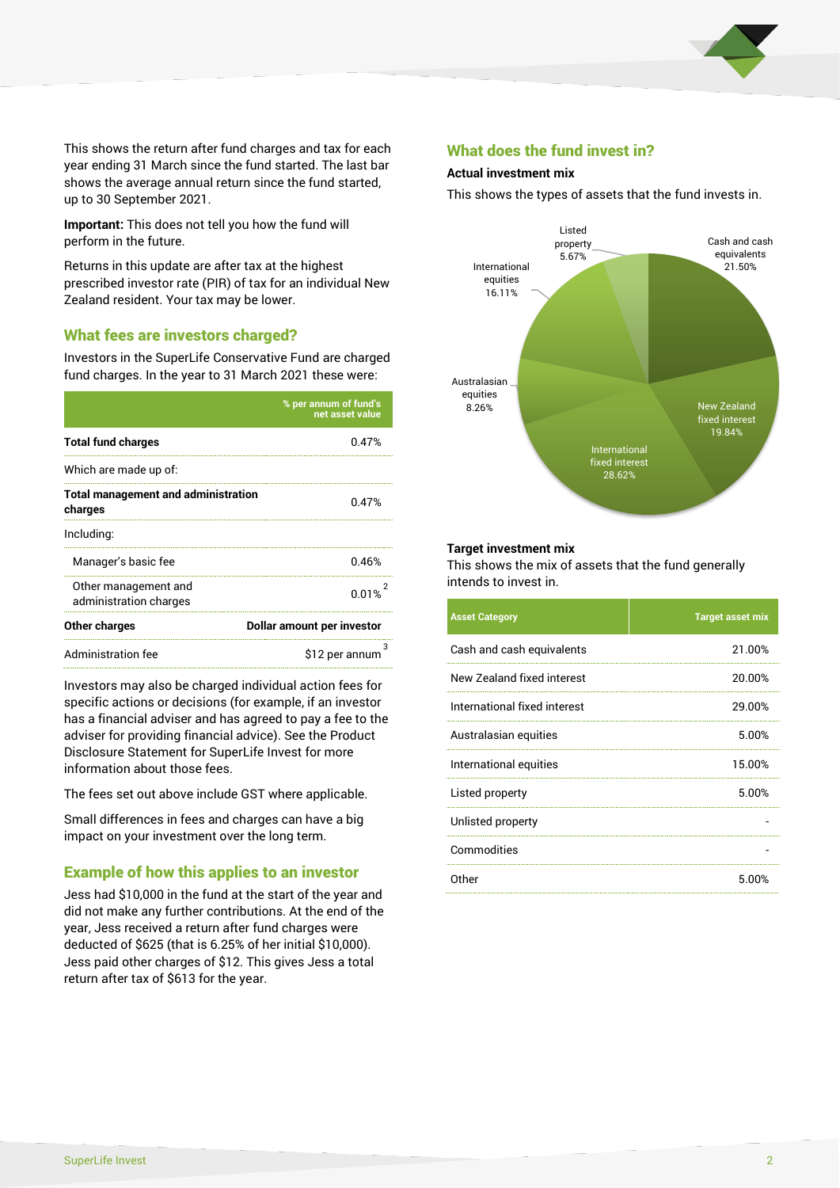This shows the return after fund charges and tax for each year ending 31 March since the fund started. The last bar shows the average annual return since the fund started, up to 30 September 2021.

**Important:** This does not tell you how the fund will perform in the future.

Returns in this update are after tax at the highest prescribed investor rate (PIR) of tax for an individual New Zealand resident. Your tax may be lower.

## What fees are investors charged?

Investors in the SuperLife Conservative Fund are charged fund charges. In the year to 31 March 2021 these were:

| | % per annum of fund's net asset value |
|---|---|
| **Total fund charges** | 0.47% |
| Which are made up of: | |
| **Total management and administration charges** | 0.47% |
| Including: | |
| Manager's basic fee | 0.46% |
| Other management and administration charges | 0.01% [2] |
| **Other charges** | **Dollar amount per investor** |
| Administration fee | $12 per annum [3] |

Investors may also be charged individual action fees for specific actions or decisions (for example, if an investor has a financial adviser and has agreed to pay a fee to the adviser for providing financial advice). See the Product Disclosure Statement for SuperLife Invest for more information about those fees.

The fees set out above include GST where applicable.

Small differences in fees and charges can have a big impact on your investment over the long term.

## Example of how this applies to an investor

Jess had $10,000 in the fund at the start of the year and did not make any further contributions. At the end of the year, Jess received a return after fund charges were deducted of $625 (that is 6.25% of her initial $10,000). Jess paid other charges of $12. This gives Jess a total return after tax of $613 for the year.

## What does the fund invest in?

### Actual investment mix

This shows the types of assets that the fund invests in.

- Cash and cash equivalents 21.50%
- New Zealand fixed interest 19.84%
- International fixed interest 28.62%
- Australasian equities 8.26%
- International equities 16.11%
- Listed property 5.67%

### Target investment mix

This shows the mix of assets that the fund generally intends to invest in.

| Asset Category | Target asset mix |
|---|---|
| Cash and cash equivalents | 21.00% |
| New Zealand fixed interest | 20.00% |
| International fixed interest | 29.00% |
| Australasian equities | 5.00% |
| International equities | 15.00% |
| Listed property | 5.00% |
| Unlisted property | - |
| Commodities | - |
| Other | 5.00% |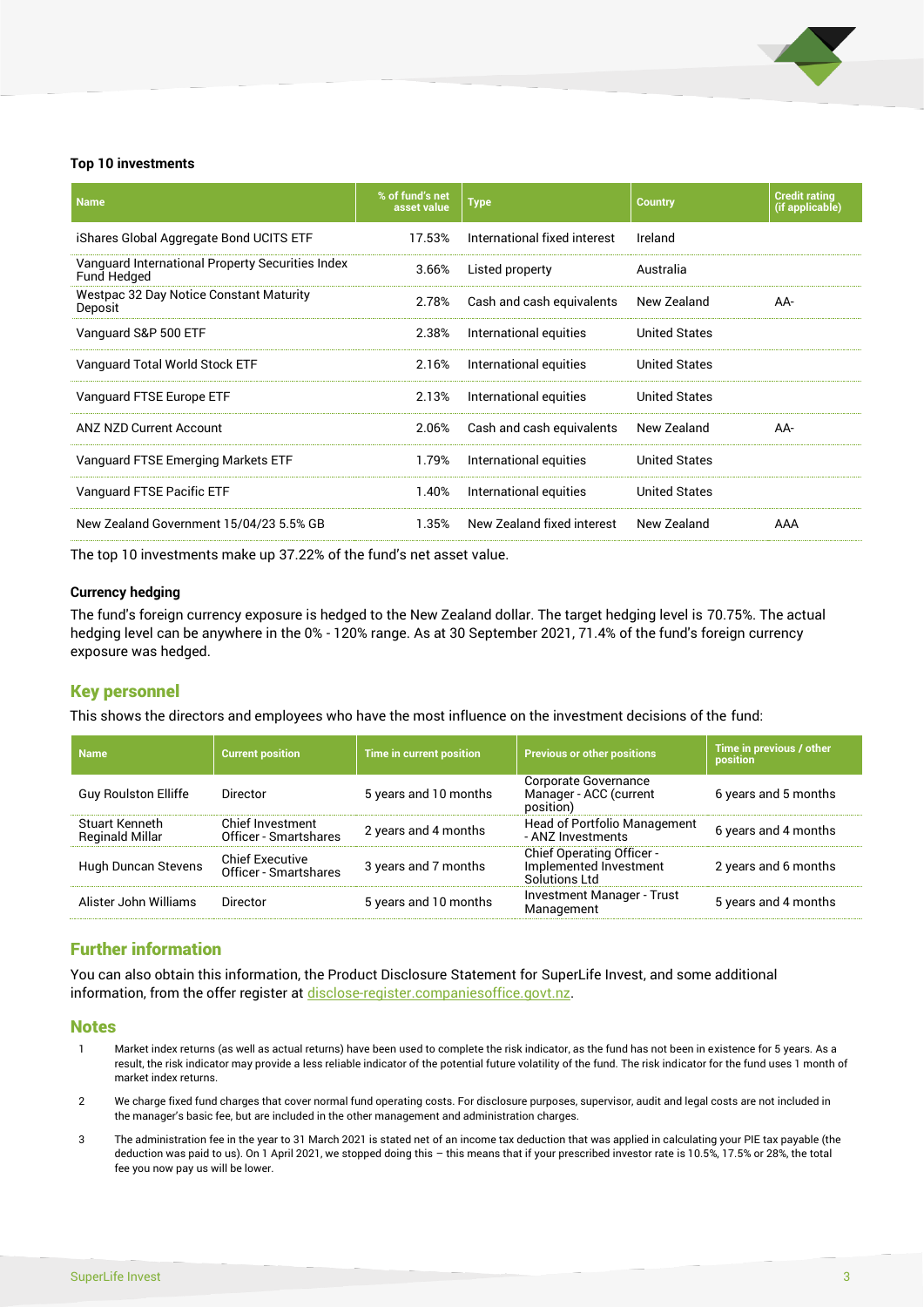### Top 10 investments

| Name | % of fund's net asset value | Type | Country | Credit rating (if applicable) |
|---|---|---|---|---|
| iShares Global Aggregate Bond UCITS ETF | 17.53% | International fixed interest | Ireland | |
| Vanguard International Property Securities Index Fund Hedged | 3.66% | Listed property | Australia | |
| Westpac 32 Day Notice Constant Maturity Deposit | 2.78% | Cash and cash equivalents | New Zealand | AA- |
| Vanguard S&P 500 ETF | 2.38% | International equities | United States | |
| Vanguard Total World Stock ETF | 2.16% | International equities | United States | |
| Vanguard FTSE Europe ETF | 2.13% | International equities | United States | |
| ANZ NZD Current Account | 2.06% | Cash and cash equivalents | New Zealand | AA- |
| Vanguard FTSE Emerging Markets ETF | 1.79% | International equities | United States | |
| Vanguard FTSE Pacific ETF | 1.40% | International equities | United States | |
| New Zealand Government 15/04/23 5.5% GB | 1.35% | New Zealand fixed interest | New Zealand | AAA |

The top 10 investments make up 37.22% of the fund's net asset value.

### Currency hedging

The fund's foreign currency exposure is hedged to the New Zealand dollar. The target hedging level is 70.75%. The actual hedging level can be anywhere in the 0% - 120% range. As at 30 September 2021, 71.4% of the fund's foreign currency exposure was hedged.

## Key personnel

This shows the directors and employees who have the most influence on the investment decisions of the fund:

| Name | Current position | Time in current position | Previous or other positions | Time in previous / other position |
|---|---|---|---|---|
| Guy Roulston Elliffe | Director | 5 years and 10 months | Corporate Governance Manager - ACC (current position) | 6 years and 5 months |
| Stuart Kenneth Reginald Millar | Chief Investment Officer - Smartshares | 2 years and 4 months | Head of Portfolio Management - ANZ Investments | 6 years and 4 months |
| Hugh Duncan Stevens | Chief Executive Officer - Smartshares | 3 years and 7 months | Chief Operating Officer - Implemented Investment Solutions Ltd | 2 years and 6 months |
| Alister John Williams | Director | 5 years and 10 months | Investment Manager - Trust Management | 5 years and 4 months |

## Further information

You can also obtain this information, the Product Disclosure Statement for SuperLife Invest, and some additional information, from the offer register at disclose-register.companiesoffice.govt.nz.

## Notes

1. Market index returns (as well as actual returns) have been used to complete the risk indicator, as the fund has not been in existence for 5 years. As a result, the risk indicator may provide a less reliable indicator of the potential future volatility of the fund. The risk indicator for the fund uses 1 month of market index returns.
2. We charge fixed fund charges that cover normal fund operating costs. For disclosure purposes, supervisor, audit and legal costs are not included in the manager's basic fee, but are included in the other management and administration charges.
3. The administration fee in the year to 31 March 2021 is stated net of an income tax deduction that was applied in calculating your PIE tax payable (the deduction was paid to us). On 1 April 2021, we stopped doing this – this means that if your prescribed investor rate is 10.5%, 17.5% or 28%, the total fee you now pay us will be lower.